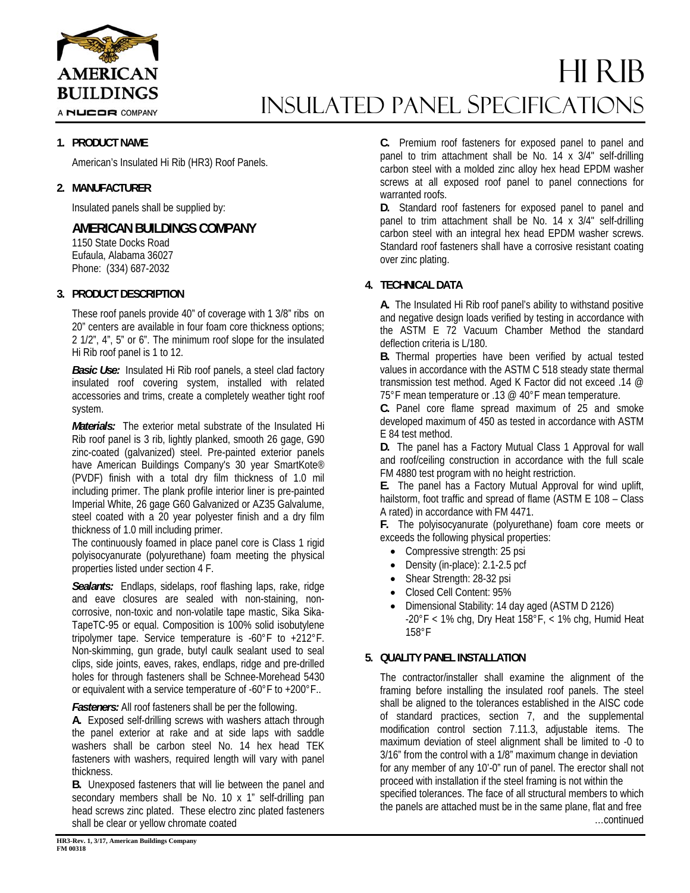# HI RIB
## INSULATED PANEL SPECIFICATIONS

### 1. PRODUCT NAME

American's Insulated Hi Rib (HR3) Roof Panels.

### 2. MANUFACTURER

Insulated panels shall be supplied by:

**AMERICAN BUILDINGS COMPANY**
1150 State Docks Road
Eufaula, Alabama 36027
Phone: (334) 687-2032

### 3. PRODUCT DESCRIPTION

These roof panels provide 40" of coverage with 1 3/8" ribs on 20" centers are available in four foam core thickness options; 2 1/2", 4", 5" or 6". The minimum roof slope for the insulated Hi Rib roof panel is 1 to 12.

***Basic Use:*** Insulated Hi Rib roof panels, a steel clad factory insulated roof covering system, installed with related accessories and trims, create a completely weather tight roof system.

***Materials:*** The exterior metal substrate of the Insulated Hi Rib roof panel is 3 rib, lightly planked, smooth 26 gage, G90 zinc-coated (galvanized) steel. Pre-painted exterior panels have American Buildings Company's 30 year SmartKote® (PVDF) finish with a total dry film thickness of 1.0 mil including primer. The plank profile interior liner is pre-painted Imperial White, 26 gage G60 Galvanized or AZ35 Galvalume, steel coated with a 20 year polyester finish and a dry film thickness of 1.0 mill including primer.

The continuously foamed in place panel core is Class 1 rigid polyisocyanurate (polyurethane) foam meeting the physical properties listed under section 4 F.

***Sealants:*** Endlaps, sidelaps, roof flashing laps, rake, ridge and eave closures are sealed with non-staining, non-corrosive, non-toxic and non-volatile tape mastic, Sika Sika-TapeTC-95 or equal. Composition is 100% solid isobutylene tripolymer tape. Service temperature is -60°F to +212°F. Non-skimming, gun grade, butyl caulk sealant used to seal clips, side joints, eaves, rakes, endlaps, ridge and pre-drilled holes for through fasteners shall be Schnee-Morehead 5430 or equivalent with a service temperature of -60°F to +200°F..

***Fasteners:*** All roof fasteners shall be per the following.

**A.** Exposed self-drilling screws with washers attach through the panel exterior at rake and at side laps with saddle washers shall be carbon steel No. 14 hex head TEK fasteners with washers, required length will vary with panel thickness.

**B.** Unexposed fasteners that will lie between the panel and secondary members shall be No. 10 x 1" self-drilling pan head screws zinc plated. These electro zinc plated fasteners shall be clear or yellow chromate coated

**C.** Premium roof fasteners for exposed panel to panel and panel to trim attachment shall be No. 14 x 3/4" self-drilling carbon steel with a molded zinc alloy hex head EPDM washer screws at all exposed roof panel to panel connections for warranted roofs.

**D.** Standard roof fasteners for exposed panel to panel and panel to trim attachment shall be No. 14 x 3/4" self-drilling carbon steel with an integral hex head EPDM washer screws. Standard roof fasteners shall have a corrosive resistant coating over zinc plating.

### 4. TECHNICAL DATA

**A.** The Insulated Hi Rib roof panel's ability to withstand positive and negative design loads verified by testing in accordance with the ASTM E 72 Vacuum Chamber Method the standard deflection criteria is L/180.

**B.** Thermal properties have been verified by actual tested values in accordance with the ASTM C 518 steady state thermal transmission test method. Aged K Factor did not exceed .14 @ 75°F mean temperature or .13 @ 40°F mean temperature.

**C.** Panel core flame spread maximum of 25 and smoke developed maximum of 450 as tested in accordance with ASTM E 84 test method.

**D.** The panel has a Factory Mutual Class 1 Approval for wall and roof/ceiling construction in accordance with the full scale FM 4880 test program with no height restriction.

**E.** The panel has a Factory Mutual Approval for wind uplift, hailstorm, foot traffic and spread of flame (ASTM E 108 – Class A rated) in accordance with FM 4471.

**F.** The polyisocyanurate (polyurethane) foam core meets or exceeds the following physical properties:

- Compressive strength: 25 psi
- Density (in-place): 2.1-2.5 pcf
- Shear Strength: 28-32 psi
- Closed Cell Content: 95%
- Dimensional Stability: 14 day aged (ASTM D 2126) -20°F < 1% chg, Dry Heat 158°F, < 1% chg, Humid Heat 158°F

### 5. QUALITY PANEL INSTALLATION

The contractor/installer shall examine the alignment of the framing before installing the insulated roof panels. The steel shall be aligned to the tolerances established in the AISC code of standard practices, section 7, and the supplemental modification control section 7.11.3, adjustable items. The maximum deviation of steel alignment shall be limited to -0 to 3/16" from the control with a 1/8" maximum change in deviation for any member of any 10'-0" run of panel. The erector shall not proceed with installation if the steel framing is not within the specified tolerances. The face of all structural members to which the panels are attached must be in the same plane, flat and free

…continued

HR3-Rev. 1, 3/17, American Buildings Company
FM 00318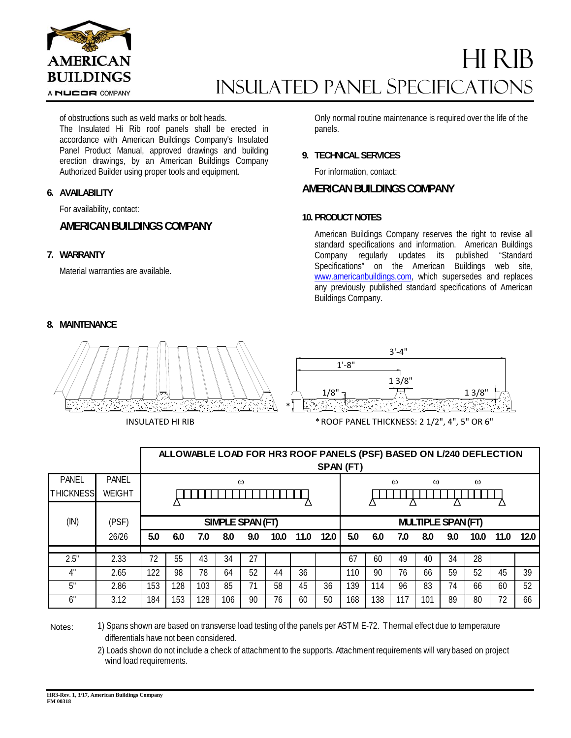# HI RIB
## INSULATED PANEL SPECIFICATIONS

of obstructions such as weld marks or bolt heads.

The Insulated Hi Rib roof panels shall be erected in accordance with American Buildings Company's Insulated Panel Product Manual, approved drawings and building erection drawings, by an American Buildings Company Authorized Builder using proper tools and equipment.

**6. AVAILABILITY**

For availability, contact:

**AMERICAN BUILDINGS COMPANY**

**7. WARRANTY**

Material warranties are available.

**8. MAINTENANCE**

Only normal routine maintenance is required over the life of the panels.

**9. TECHNICAL SERVICES**

For information, contact:

**AMERICAN BUILDINGS COMPANY**

**10. PRODUCT NOTES**

American Buildings Company reserves the right to revise all standard specifications and information. American Buildings Company regularly updates its published "Standard Specifications" on the American Buildings web site, www.americanbuildings.com, which supersedes and replaces any previously published standard specifications of American Buildings Company.

INSULATED HI RIB

3'-4"
1'-8"
1 3/8"
1/8"
1 3/8"
*

* ROOF PANEL THICKNESS: 2 1/2", 4", 5" OR 6"

| PANEL THICKNESS (IN) | PANEL WEIGHT (PSF) 26/26 | ALLOWABLE LOAD FOR HR3 ROOF PANELS (PSF) BASED ON L/240 DEFLECTION SPAN (FT) | | | | | | | | | | | | | | | |
|---|---|---|---|---|---|---|---|---|---|---|---|---|---|---|---|---|---|
| | | SIMPLE SPAN (FT) | | | | | | | | MULTIPLE SPAN (FT) | | | | | | | |
| | | 5.0 | 6.0 | 7.0 | 8.0 | 9.0 | 10.0 | 11.0 | 12.0 | 5.0 | 6.0 | 7.0 | 8.0 | 9.0 | 10.0 | 11.0 | 12.0 |
| 2.5" | 2.33 | 72 | 55 | 43 | 34 | 27 | | | | 67 | 60 | 49 | 40 | 34 | 28 | | |
| 4" | 2.65 | 122 | 98 | 78 | 64 | 52 | 44 | 36 | | 110 | 90 | 76 | 66 | 59 | 52 | 45 | 39 |
| 5" | 2.86 | 153 | 128 | 103 | 85 | 71 | 58 | 45 | 36 | 139 | 114 | 96 | 83 | 74 | 66 | 60 | 52 |
| 6" | 3.12 | 184 | 153 | 128 | 106 | 90 | 76 | 60 | 50 | 168 | 138 | 117 | 101 | 89 | 80 | 72 | 66 |

Notes:
1) Spans shown are based on transverse load testing of the panels per ASTM E-72. Thermal effect due to temperature differentials have not been considered.
2) Loads shown do not include a check of attachment to the supports. Attachment requirements will vary based on project wind load requirements.

HR3-Rev. 1, 3/17, American Buildings Company
FM 00318